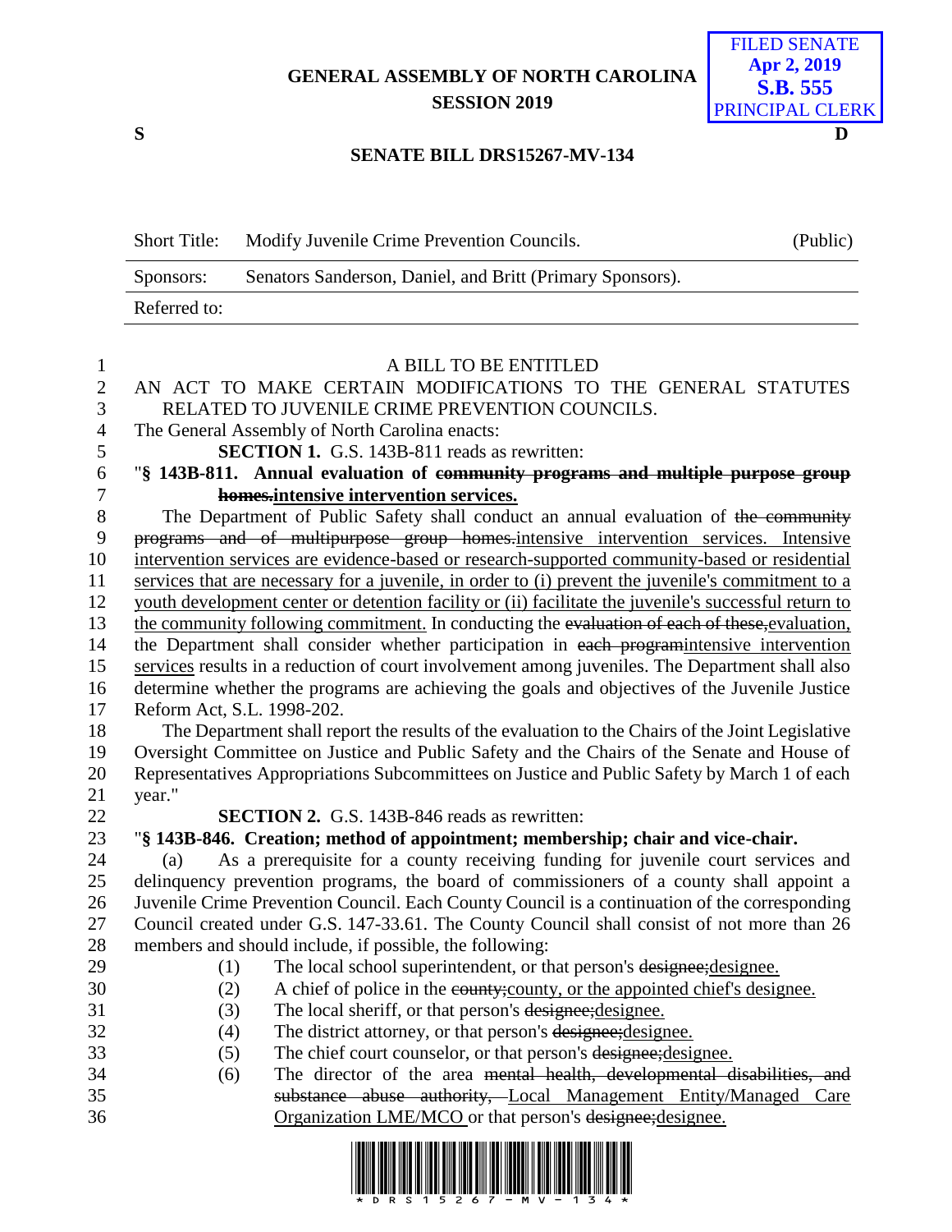GENERAL ASSEMBLY OF NORTH CAROLINA
SESSION 2019

FILED SENATE
Apr 2, 2019
S.B. 555
PRINCIPAL CLERK

S D

**SENATE BILL DRS15267-MV-134**

| Short Title: | Modify Juvenile Crime Prevention Councils. | (Public) |
|---|---|---|
| Sponsors: | Senators Sanderson, Daniel, and Britt (Primary Sponsors). | |
| Referred to: | | |

A BILL TO BE ENTITLED

AN ACT TO MAKE CERTAIN MODIFICATIONS TO THE GENERAL STATUTES RELATED TO JUVENILE CRIME PREVENTION COUNCILS.

The General Assembly of North Carolina enacts:

**SECTION 1.** G.S. 143B-811 reads as rewritten:

"**§ 143B-811. Annual evaluation of ~~community programs and multiple purpose group homes.~~intensive intervention services.**

The Department of Public Safety shall conduct an annual evaluation of ~~the community programs and of multipurpose group homes.~~intensive intervention services. Intensive intervention services are evidence-based or research-supported community-based or residential services that are necessary for a juvenile, in order to (i) prevent the juvenile's commitment to a youth development center or detention facility or (ii) facilitate the juvenile's successful return to the community following commitment. In conducting the ~~evaluation of each of these,~~evaluation, the Department shall consider whether participation in ~~each program~~intensive intervention services results in a reduction of court involvement among juveniles. The Department shall also determine whether the programs are achieving the goals and objectives of the Juvenile Justice Reform Act, S.L. 1998-202.

The Department shall report the results of the evaluation to the Chairs of the Joint Legislative Oversight Committee on Justice and Public Safety and the Chairs of the Senate and House of Representatives Appropriations Subcommittees on Justice and Public Safety by March 1 of each year."

**SECTION 2.** G.S. 143B-846 reads as rewritten:

"**§ 143B-846. Creation; method of appointment; membership; chair and vice-chair.**

(a) As a prerequisite for a county receiving funding for juvenile court services and delinquency prevention programs, the board of commissioners of a county shall appoint a Juvenile Crime Prevention Council. Each County Council is a continuation of the corresponding Council created under G.S. 147-33.61. The County Council shall consist of not more than 26 members and should include, if possible, the following:

(1) The local school superintendent, or that person's ~~designee;~~designee.
(2) A chief of police in the ~~county;~~county, or the appointed chief's designee.
(3) The local sheriff, or that person's ~~designee;~~designee.
(4) The district attorney, or that person's ~~designee;~~designee.
(5) The chief court counselor, or that person's ~~designee;~~designee.
(6) The director of the area ~~mental health, developmental disabilities, and substance abuse authority,~~ Local Management Entity/Managed Care Organization LME/MCO or that person's ~~designee;~~designee.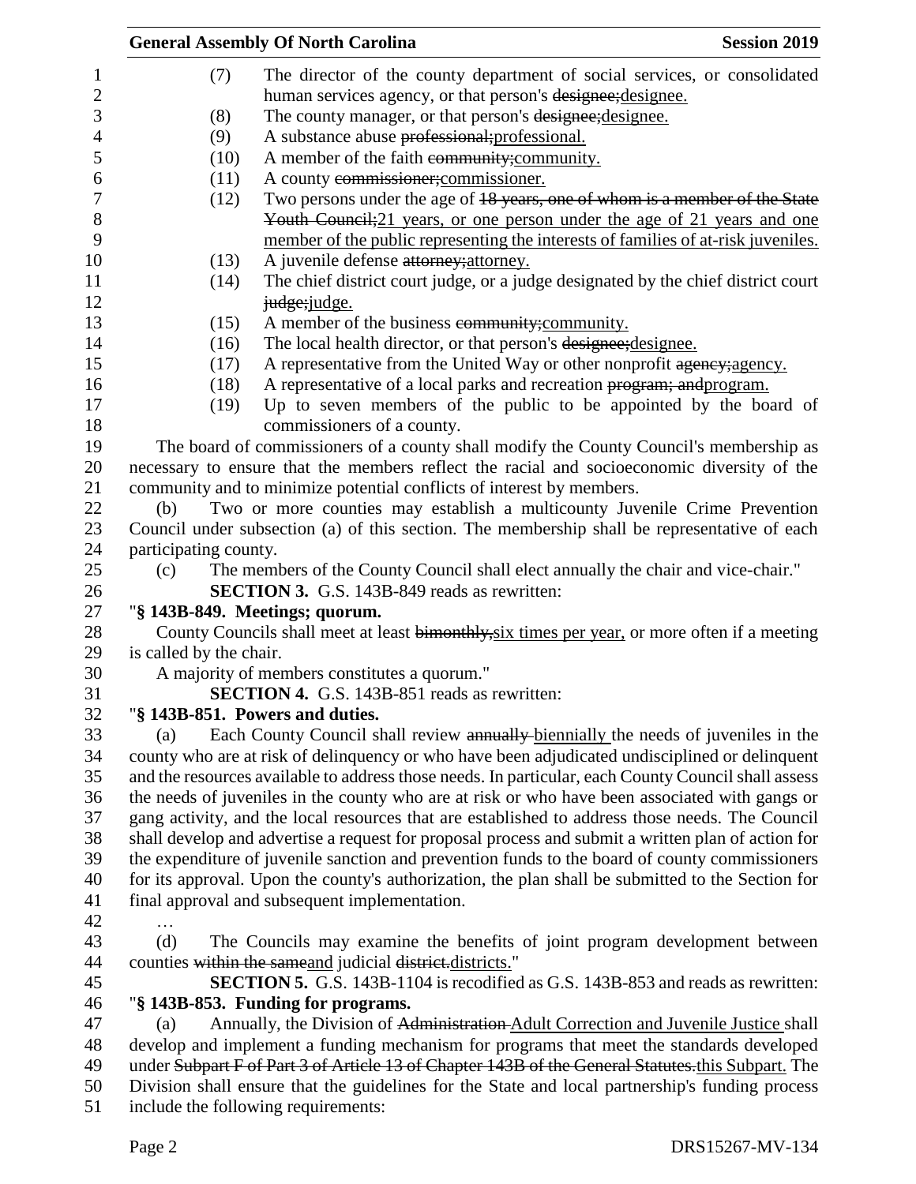(7) The director of the county department of social services, or consolidated human services agency, or that person's ~~designee;~~designee.

(8) The county manager, or that person's ~~designee;~~designee.

(9) A substance abuse ~~professional;~~professional.

(10) A member of the faith ~~community;~~community.

(11) A county ~~commissioner;~~commissioner.

(12) Two persons under the age of ~~18 years, one of whom is a member of the State Youth Council;~~21 years, or one person under the age of 21 years and one member of the public representing the interests of families of at-risk juveniles.

(13) A juvenile defense ~~attorney;~~attorney.

(14) The chief district court judge, or a judge designated by the chief district court ~~judge;~~judge.

(15) A member of the business ~~community;~~community.

(16) The local health director, or that person's ~~designee;~~designee.

(17) A representative from the United Way or other nonprofit ~~agency;~~agency.

(18) A representative of a local parks and recreation ~~program; and~~program.

(19) Up to seven members of the public to be appointed by the board of commissioners of a county.

The board of commissioners of a county shall modify the County Council's membership as necessary to ensure that the members reflect the racial and socioeconomic diversity of the community and to minimize potential conflicts of interest by members.

(b) Two or more counties may establish a multicounty Juvenile Crime Prevention Council under subsection (a) of this section. The membership shall be representative of each participating county.

(c) The members of the County Council shall elect annually the chair and vice-chair."

**SECTION 3.** G.S. 143B-849 reads as rewritten:

"**§ 143B-849. Meetings; quorum.**

County Councils shall meet at least ~~bimonthly,~~six times per year, or more often if a meeting is called by the chair.

A majority of members constitutes a quorum."

**SECTION 4.** G.S. 143B-851 reads as rewritten:

"**§ 143B-851. Powers and duties.**

(a) Each County Council shall review ~~annually~~ biennially the needs of juveniles in the county who are at risk of delinquency or who have been adjudicated undisciplined or delinquent and the resources available to address those needs. In particular, each County Council shall assess the needs of juveniles in the county who are at risk or who have been associated with gangs or gang activity, and the local resources that are established to address those needs. The Council shall develop and advertise a request for proposal process and submit a written plan of action for the expenditure of juvenile sanction and prevention funds to the board of county commissioners for its approval. Upon the county's authorization, the plan shall be submitted to the Section for final approval and subsequent implementation.

…

(d) The Councils may examine the benefits of joint program development between counties ~~within the same~~and judicial ~~district.~~districts."

**SECTION 5.** G.S. 143B-1104 is recodified as G.S. 143B-853 and reads as rewritten:

"**§ 143B-853. Funding for programs.**

(a) Annually, the Division of ~~Administration~~ Adult Correction and Juvenile Justice shall develop and implement a funding mechanism for programs that meet the standards developed under ~~Subpart F of Part 3 of Article 13 of Chapter 143B of the General Statutes.~~this Subpart. The Division shall ensure that the guidelines for the State and local partnership's funding process include the following requirements: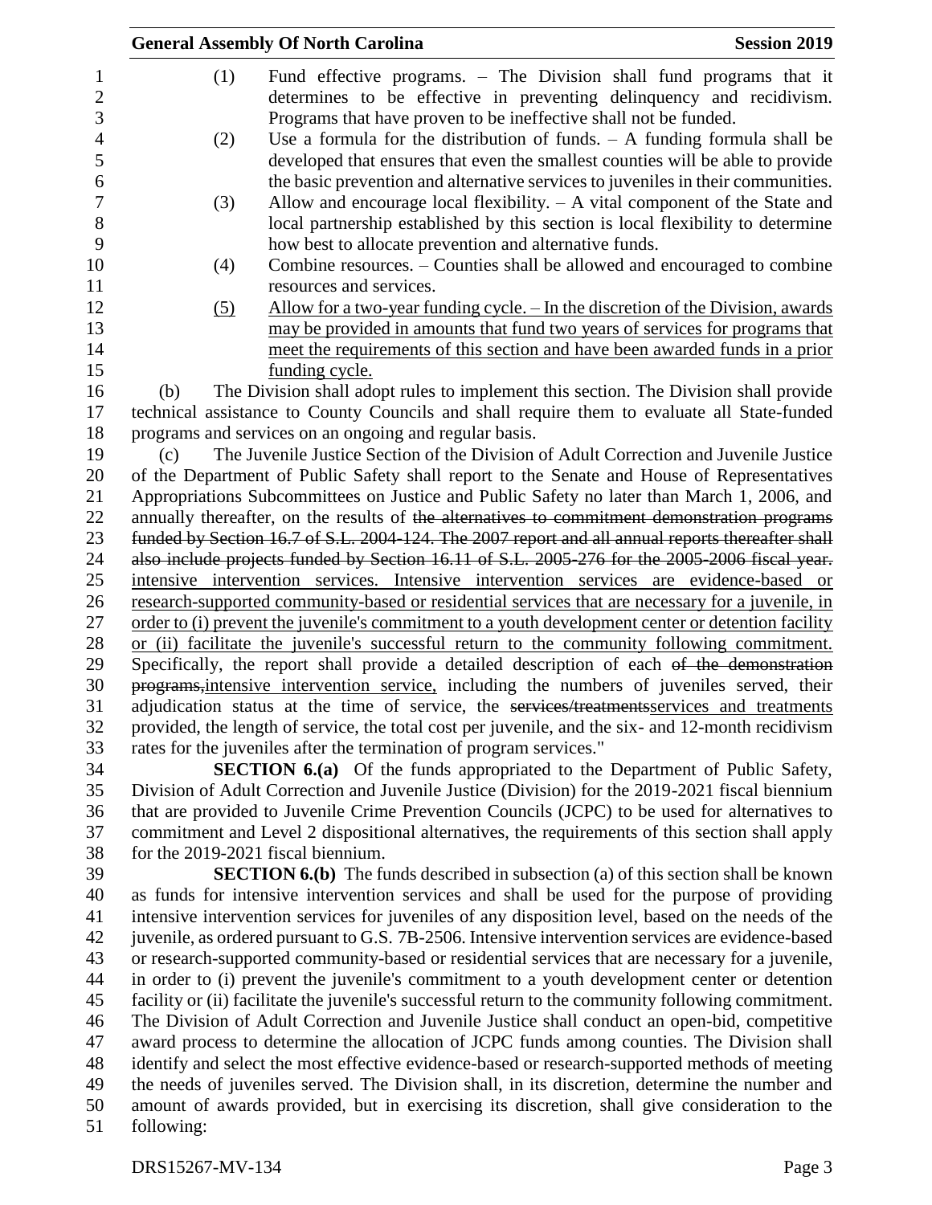(1) Fund effective programs. – The Division shall fund programs that it determines to be effective in preventing delinquency and recidivism. Programs that have proven to be ineffective shall not be funded.

(2) Use a formula for the distribution of funds. – A funding formula shall be developed that ensures that even the smallest counties will be able to provide the basic prevention and alternative services to juveniles in their communities.

(3) Allow and encourage local flexibility. – A vital component of the State and local partnership established by this section is local flexibility to determine how best to allocate prevention and alternative funds.

(4) Combine resources. – Counties shall be allowed and encouraged to combine resources and services.

<u>(5) Allow for a two-year funding cycle. – In the discretion of the Division, awards may be provided in amounts that fund two years of services for programs that meet the requirements of this section and have been awarded funds in a prior funding cycle.</u>

(b) The Division shall adopt rules to implement this section. The Division shall provide technical assistance to County Councils and shall require them to evaluate all State-funded programs and services on an ongoing and regular basis.

(c) The Juvenile Justice Section of the Division of Adult Correction and Juvenile Justice of the Department of Public Safety shall report to the Senate and House of Representatives Appropriations Subcommittees on Justice and Public Safety no later than March 1, 2006, and annually thereafter, on the results of ~~the alternatives to commitment demonstration programs funded by Section 16.7 of S.L. 2004-124. The 2007 report and all annual reports thereafter shall also include projects funded by Section 16.11 of S.L. 2005-276 for the 2005-2006 fiscal year.~~ <u>intensive intervention services. Intensive intervention services are evidence-based or research-supported community-based or residential services that are necessary for a juvenile, in order to (i) prevent the juvenile's commitment to a youth development center or detention facility or (ii) facilitate the juvenile's successful return to the community following commitment.</u> Specifically, the report shall provide a detailed description of each ~~of the demonstration programs,~~<u>intensive intervention service,</u> including the numbers of juveniles served, their adjudication status at the time of service, the ~~services/treatments~~<u>services and treatments</u> provided, the length of service, the total cost per juvenile, and the six- and 12-month recidivism rates for the juveniles after the termination of program services."

**SECTION 6.(a)** Of the funds appropriated to the Department of Public Safety, Division of Adult Correction and Juvenile Justice (Division) for the 2019-2021 fiscal biennium that are provided to Juvenile Crime Prevention Councils (JCPC) to be used for alternatives to commitment and Level 2 dispositional alternatives, the requirements of this section shall apply for the 2019-2021 fiscal biennium.

**SECTION 6.(b)** The funds described in subsection (a) of this section shall be known as funds for intensive intervention services and shall be used for the purpose of providing intensive intervention services for juveniles of any disposition level, based on the needs of the juvenile, as ordered pursuant to G.S. 7B-2506. Intensive intervention services are evidence-based or research-supported community-based or residential services that are necessary for a juvenile, in order to (i) prevent the juvenile's commitment to a youth development center or detention facility or (ii) facilitate the juvenile's successful return to the community following commitment. The Division of Adult Correction and Juvenile Justice shall conduct an open-bid, competitive award process to determine the allocation of JCPC funds among counties. The Division shall identify and select the most effective evidence-based or research-supported methods of meeting the needs of juveniles served. The Division shall, in its discretion, determine the number and amount of awards provided, but in exercising its discretion, shall give consideration to the following: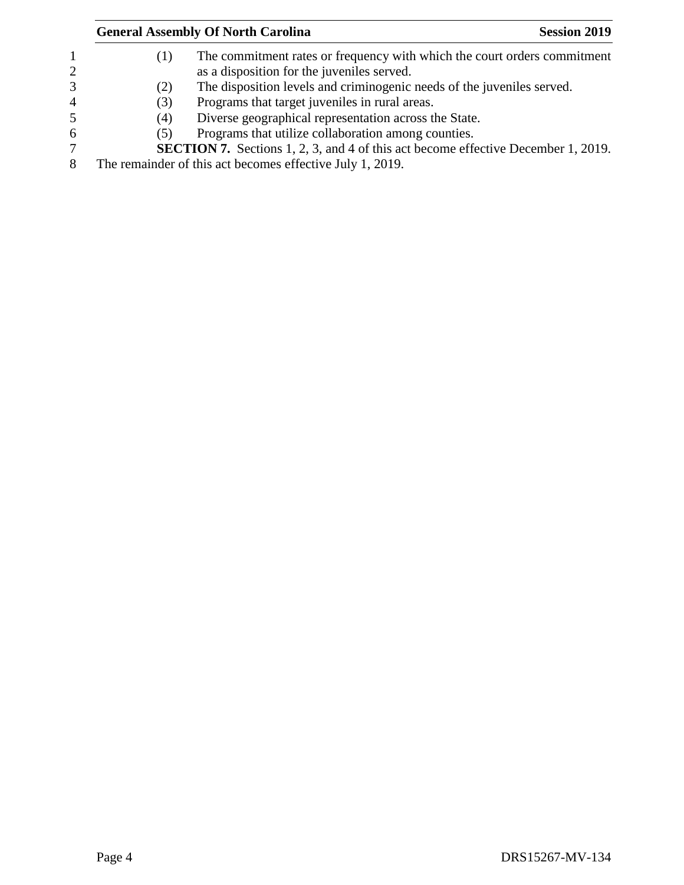(1) The commitment rates or frequency with which the court orders commitment as a disposition for the juveniles served.

(2) The disposition levels and criminogenic needs of the juveniles served.

(3) Programs that target juveniles in rural areas.

(4) Diverse geographical representation across the State.

(5) Programs that utilize collaboration among counties.

**SECTION 7.** Sections 1, 2, 3, and 4 of this act become effective December 1, 2019. The remainder of this act becomes effective July 1, 2019.